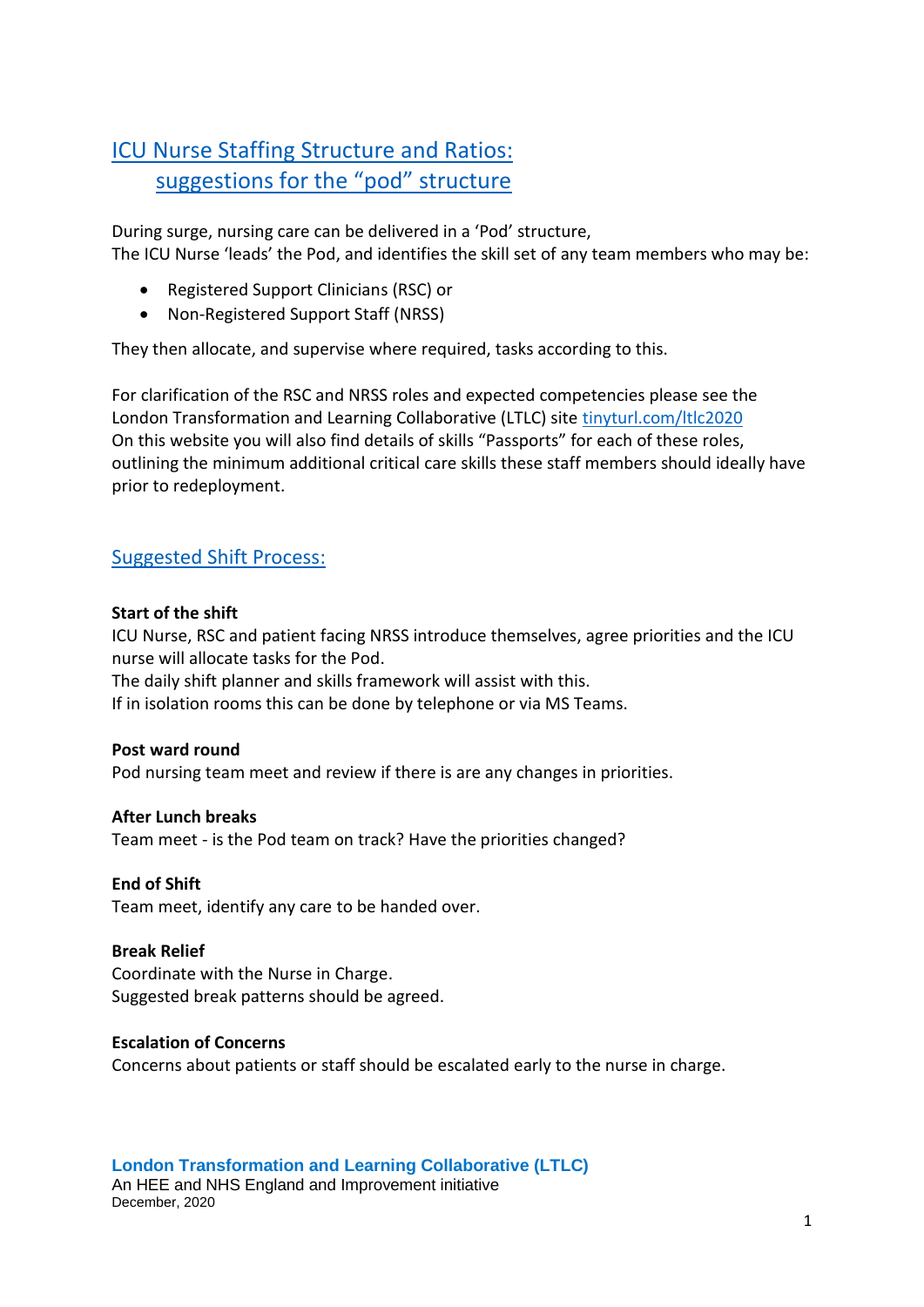# ICU Nurse Staffing Structure and Ratios: suggestions for the "pod" structure

During surge, nursing care can be delivered in a 'Pod' structure,
The ICU Nurse 'leads' the Pod, and identifies the skill set of any team members who may be:

- Registered Support Clinicians (RSC) or
- Non-Registered Support Staff (NRSS)

They then allocate, and supervise where required, tasks according to this.

For clarification of the RSC and NRSS roles and expected competencies please see the London Transformation and Learning Collaborative (LTLC) site tinyturl.com/ltlc2020
On this website you will also find details of skills "Passports" for each of these roles, outlining the minimum additional critical care skills these staff members should ideally have prior to redeployment.

## Suggested Shift Process:

**Start of the shift**
ICU Nurse, RSC and patient facing NRSS introduce themselves, agree priorities and the ICU nurse will allocate tasks for the Pod.
The daily shift planner and skills framework will assist with this.
If in isolation rooms this can be done by telephone or via MS Teams.

**Post ward round**
Pod nursing team meet and review if there is are any changes in priorities.

**After Lunch breaks**
Team meet - is the Pod team on track? Have the priorities changed?

**End of Shift**
Team meet, identify any care to be handed over.

**Break Relief**
Coordinate with the Nurse in Charge.
Suggested break patterns should be agreed.

**Escalation of Concerns**
Concerns about patients or staff should be escalated early to the nurse in charge.

**London Transformation and Learning Collaborative (LTLC)**
An HEE and NHS England and Improvement initiative
December, 2020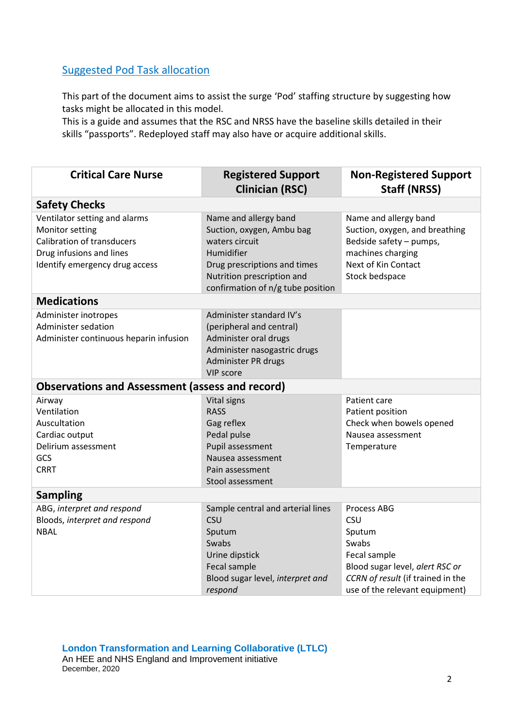## Suggested Pod Task allocation

This part of the document aims to assist the surge 'Pod' staffing structure by suggesting how tasks might be allocated in this model.
This is a guide and assumes that the RSC and NRSS have the baseline skills detailed in their skills "passports". Redeployed staff may also have or acquire additional skills.

| Critical Care Nurse | Registered Support Clinician (RSC) | Non-Registered Support Staff (NRSS) |
|---|---|---|
| **Safety Checks** | | |
| Ventilator setting and alarms<br>Monitor setting<br>Calibration of transducers<br>Drug infusions and lines<br>Identify emergency drug access | Name and allergy band<br>Suction, oxygen, Ambu bag waters circuit<br>Humidifier<br>Drug prescriptions and times<br>Nutrition prescription and confirmation of n/g tube position | Name and allergy band<br>Suction, oxygen, and breathing<br>Bedside safety – pumps, machines charging<br>Next of Kin Contact<br>Stock bedspace |
| **Medications** | | |
| Administer inotropes<br>Administer sedation<br>Administer continuous heparin infusion | Administer standard IV's (peripheral and central)<br>Administer oral drugs<br>Administer nasogastric drugs<br>Administer PR drugs<br>VIP score | |
| **Observations and Assessment (assess and record)** | | |
| Airway<br>Ventilation<br>Auscultation<br>Cardiac output<br>Delirium assessment<br>GCS<br>CRRT | Vital signs<br>RASS<br>Gag reflex<br>Pedal pulse<br>Pupil assessment<br>Nausea assessment<br>Pain assessment<br>Stool assessment | Patient care<br>Patient position<br>Check when bowels opened<br>Nausea assessment<br>Temperature |
| **Sampling** | | |
| ABG, *interpret and respond*<br>Bloods, *interpret and respond*<br>NBAL | Sample central and arterial lines<br>CSU<br>Sputum<br>Swabs<br>Urine dipstick<br>Fecal sample<br>Blood sugar level, *interpret and respond* | Process ABG<br>CSU<br>Sputum<br>Swabs<br>Fecal sample<br>Blood sugar level, *alert RSC or CCRN of result* (if trained in the use of the relevant equipment) |

**London Transformation and Learning Collaborative (LTLC)**
An HEE and NHS England and Improvement initiative
December, 2020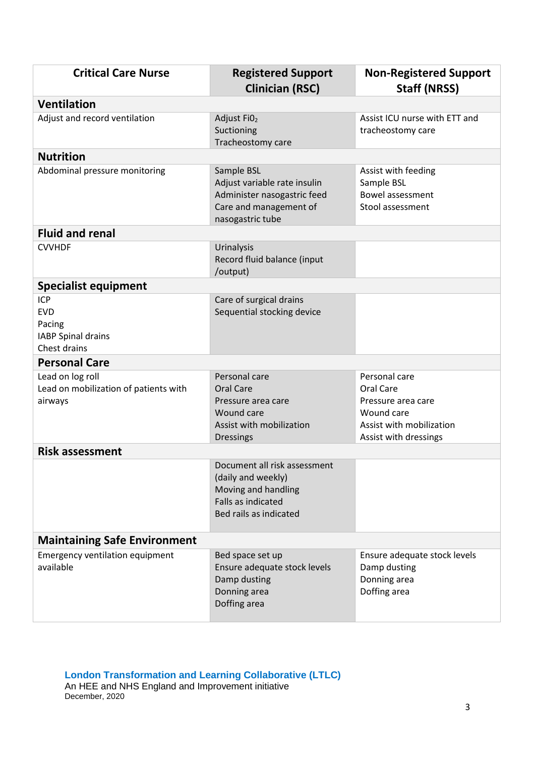| Critical Care Nurse | Registered Support Clinician (RSC) | Non-Registered Support Staff (NRSS) |
|---|---|---|
| **Ventilation** | | |
| Adjust and record ventilation | Adjust $FiO_2$<br>Suctioning<br>Tracheostomy care | Assist ICU nurse with ETT and tracheostomy care |
| **Nutrition** | | |
| Abdominal pressure monitoring | Sample BSL<br>Adjust variable rate insulin<br>Administer nasogastric feed<br>Care and management of nasogastric tube | Assist with feeding<br>Sample BSL<br>Bowel assessment<br>Stool assessment |
| **Fluid and renal** | | |
| CVVHDF | Urinalysis<br>Record fluid balance (input /output) | |
| **Specialist equipment** | | |
| ICP<br>EVD<br>Pacing<br>IABP Spinal drains<br>Chest drains | Care of surgical drains<br>Sequential stocking device | |
| **Personal Care** | | |
| Lead on log roll<br>Lead on mobilization of patients with airways | Personal care<br>Oral Care<br>Pressure area care<br>Wound care<br>Assist with mobilization<br>Dressings | Personal care<br>Oral Care<br>Pressure area care<br>Wound care<br>Assist with mobilization<br>Assist with dressings |
| **Risk assessment** | | |
| | Document all risk assessment (daily and weekly)<br>Moving and handling<br>Falls as indicated<br>Bed rails as indicated | |
| **Maintaining Safe Environment** | | |
| Emergency ventilation equipment available | Bed space set up<br>Ensure adequate stock levels<br>Damp dusting<br>Donning area<br>Doffing area | Ensure adequate stock levels<br>Damp dusting<br>Donning area<br>Doffing area |

**London Transformation and Learning Collaborative (LTLC)**
An HEE and NHS England and Improvement initiative
December, 2020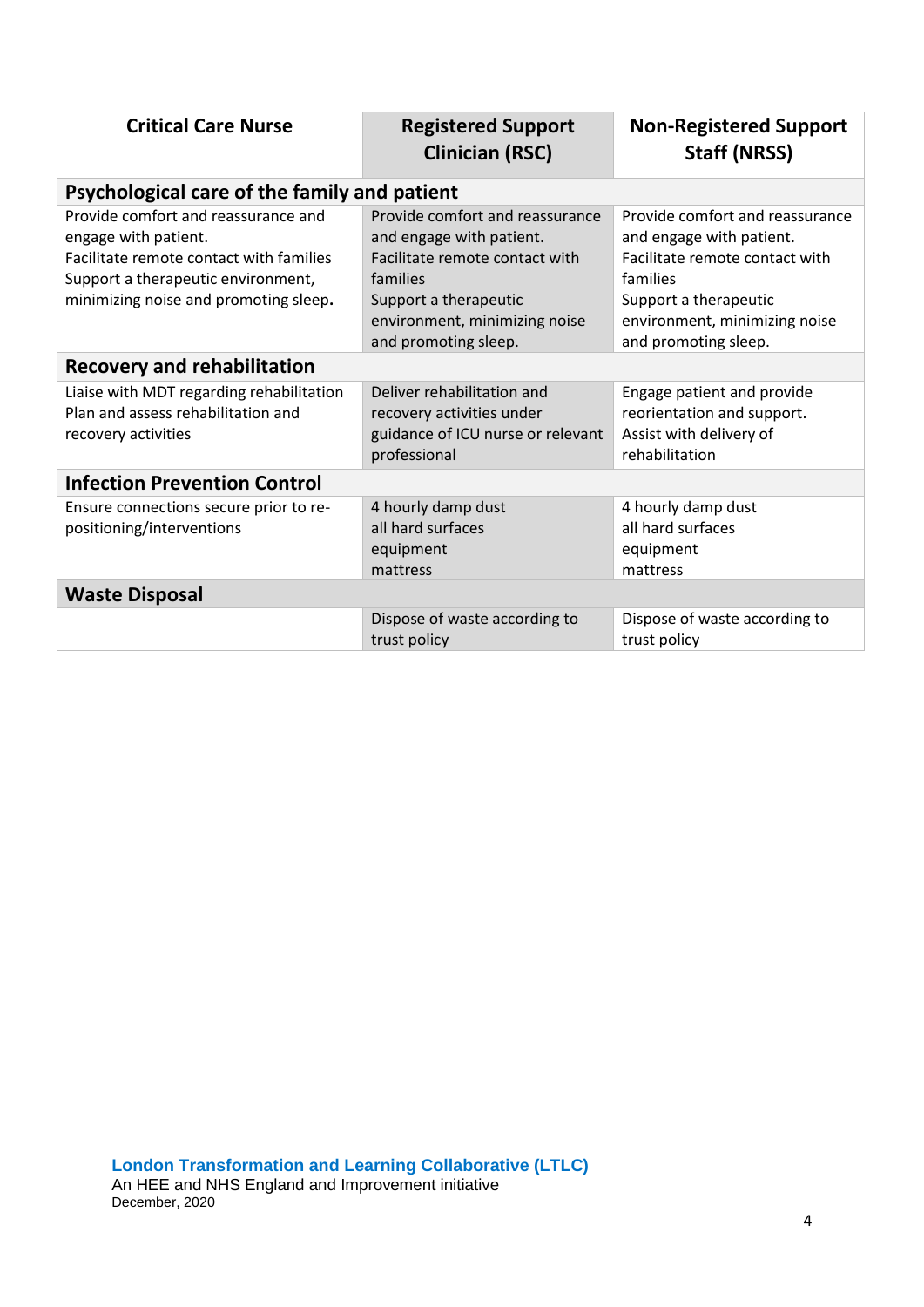| Critical Care Nurse | Registered Support Clinician (RSC) | Non-Registered Support Staff (NRSS) |
|---|---|---|
| **Psychological care of the family and patient** | | |
| Provide comfort and reassurance and engage with patient.<br>Facilitate remote contact with families<br>Support a therapeutic environment, minimizing noise and promoting sleep. | Provide comfort and reassurance and engage with patient.<br>Facilitate remote contact with families<br>Support a therapeutic environment, minimizing noise and promoting sleep. | Provide comfort and reassurance and engage with patient.<br>Facilitate remote contact with families<br>Support a therapeutic environment, minimizing noise and promoting sleep. |
| **Recovery and rehabilitation** | | |
| Liaise with MDT regarding rehabilitation<br>Plan and assess rehabilitation and recovery activities | Deliver rehabilitation and recovery activities under guidance of ICU nurse or relevant professional | Engage patient and provide reorientation and support.<br>Assist with delivery of rehabilitation |
| **Infection Prevention Control** | | |
| Ensure connections secure prior to re-positioning/interventions | 4 hourly damp dust<br>all hard surfaces<br>equipment<br>mattress | 4 hourly damp dust<br>all hard surfaces<br>equipment<br>mattress |
| **Waste Disposal** | | |
| | Dispose of waste according to trust policy | Dispose of waste according to trust policy |

**London Transformation and Learning Collaborative (LTLC)**
An HEE and NHS England and Improvement initiative
December, 2020